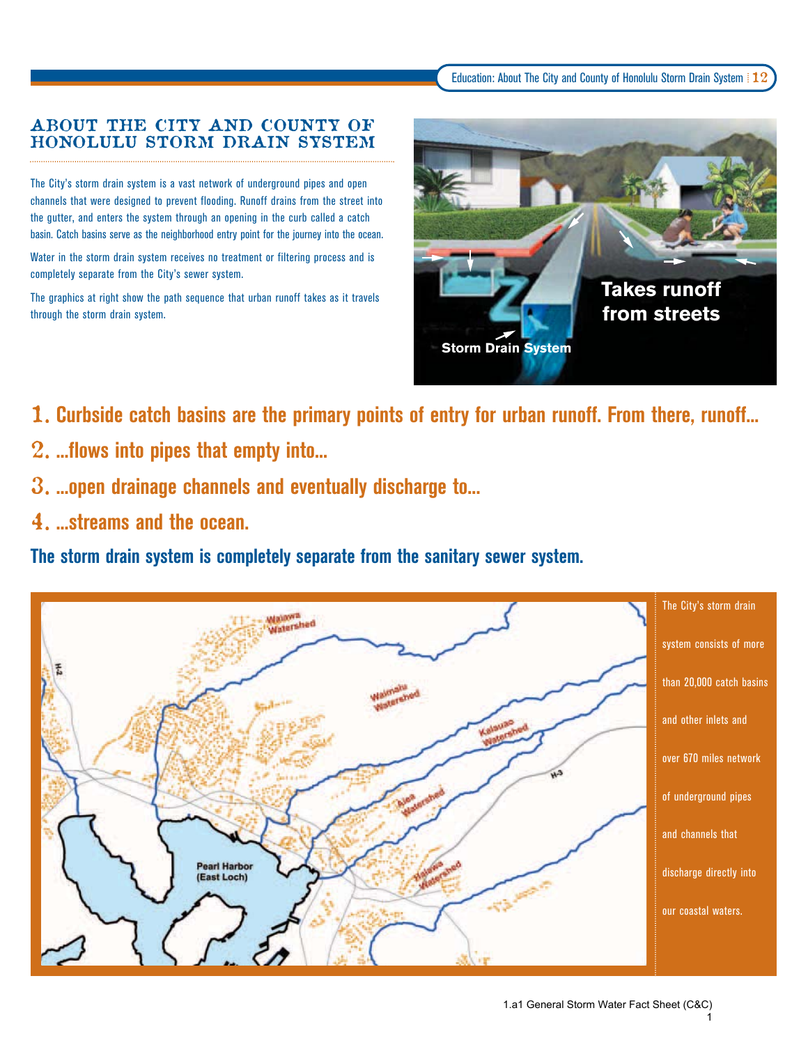## ABOUT THE CITY AND COUNTY OF HONOLULU STORM DRAIN SYSTEM

The City's storm drain system is a vast network of underground pipes and open channels that were designed to prevent flooding. Runoff drains from the street into the gutter, and enters the system through an opening in the curb called a catch basin. Catch basins serve as the neighborhood entry point for the journey into the ocean.

Water in the storm drain system receives no treatment or filtering process and is completely separate from the City's sewer system.

The graphics at right show the path sequence that urban runoff takes as it travels through the storm drain system.

1. **Curbside catch basins are the primary points of entry for urban runoff. From there, runoff...**
2. **...flows into pipes that empty into...**
3. **...open drainage channels and eventually discharge to...**
4. **...streams and the ocean.**

**The storm drain system is completely separate from the sanitary sewer system.**

The City's storm drain system consists of more than 20,000 catch basins and other inlets and over 670 miles network of underground pipes and channels that discharge directly into our coastal waters.

1.a1 General Storm Water Fact Sheet (C&C)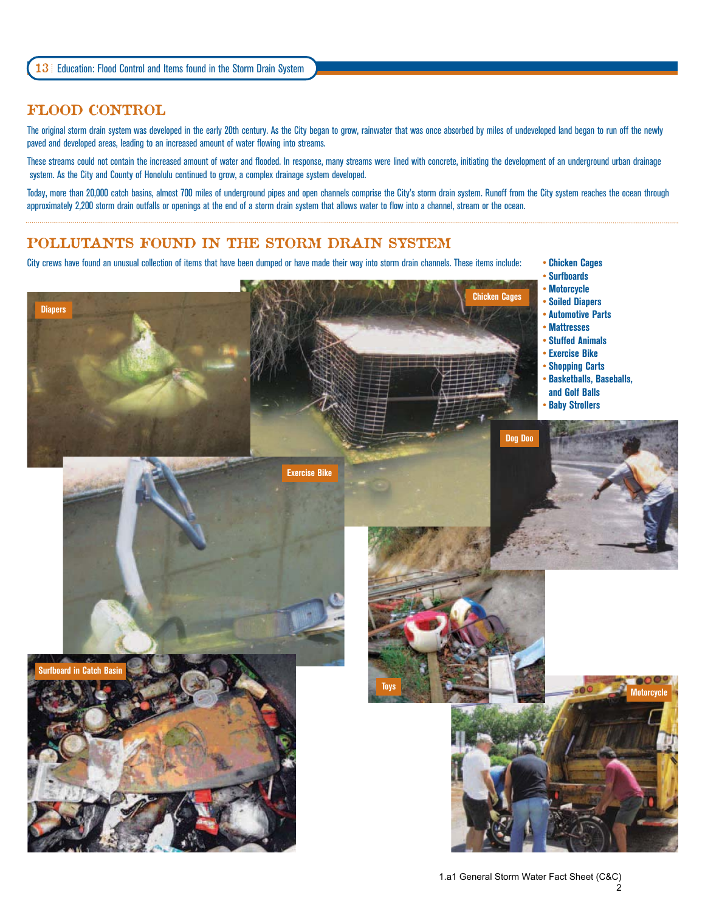## FLOOD CONTROL

The original storm drain system was developed in the early 20th century. As the City began to grow, rainwater that was once absorbed by miles of undeveloped land began to run off the newly paved and developed areas, leading to an increased amount of water flowing into streams.

These streams could not contain the increased amount of water and flooded. In response, many streams were lined with concrete, initiating the development of an underground urban drainage system. As the City and County of Honolulu continued to grow, a complex drainage system developed.

Today, more than 20,000 catch basins, almost 700 miles of underground pipes and open channels comprise the City's storm drain system. Runoff from the City system reaches the ocean through approximately 2,200 storm drain outfalls or openings at the end of a storm drain system that allows water to flow into a channel, stream or the ocean.

## POLLUTANTS FOUND IN THE STORM DRAIN SYSTEM

City crews have found an unusual collection of items that have been dumped or have made their way into storm drain channels. These items include:

- **Chicken Cages**
- **Surfboards**
- **Motorcycle**
- **Soiled Diapers**
- **Automotive Parts**
- **Mattresses**
- **Stuffed Animals**
- **Exercise Bike**
- **Shopping Carts**
- **Basketballs, Baseballs, and Golf Balls**
- **Baby Strollers**

Diapers

Chicken Cages

Dog Doo

Exercise Bike

Surfboard in Catch Basin

Toys

Motorcycle